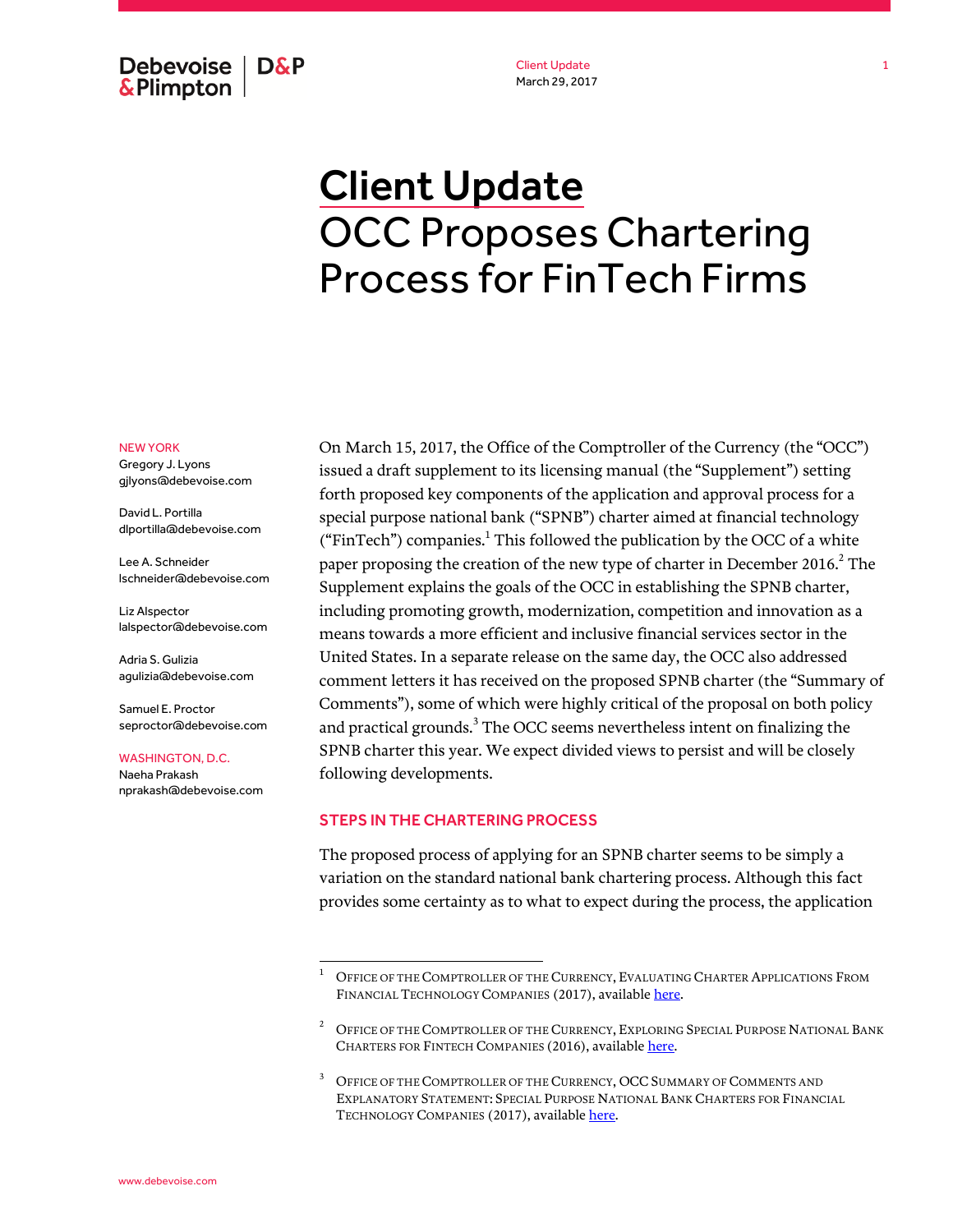# Client Update

# OCC Proposes Chartering Process for FinTech Firms

NEW YORK

Gregory J. Lyons
gjlyons@debevoise.com

David L. Portilla
dlportilla@debevoise.com

Lee A. Schneider
lschneider@debevoise.com

Liz Alspector
lalspector@debevoise.com

Adria S. Gulizia
agulizia@debevoise.com

Samuel E. Proctor
seproctor@debevoise.com

WASHINGTON, D.C.

Naeha Prakash
nprakash@debevoise.com

On March 15, 2017, the Office of the Comptroller of the Currency (the "OCC") issued a draft supplement to its licensing manual (the "Supplement") setting forth proposed key components of the application and approval process for a special purpose national bank ("SPNB") charter aimed at financial technology ("FinTech") companies.[1] This followed the publication by the OCC of a white paper proposing the creation of the new type of charter in December 2016.[2] The Supplement explains the goals of the OCC in establishing the SPNB charter, including promoting growth, modernization, competition and innovation as a means towards a more efficient and inclusive financial services sector in the United States. In a separate release on the same day, the OCC also addressed comment letters it has received on the proposed SPNB charter (the "Summary of Comments"), some of which were highly critical of the proposal on both policy and practical grounds.[3] The OCC seems nevertheless intent on finalizing the SPNB charter this year. We expect divided views to persist and will be closely following developments.

## STEPS IN THE CHARTERING PROCESS

The proposed process of applying for an SPNB charter seems to be simply a variation on the standard national bank chartering process. Although this fact provides some certainty as to what to expect during the process, the application

---

[1] Office of the Comptroller of the Currency, Evaluating Charter Applications From Financial Technology Companies (2017), available here.

[2] Office of the Comptroller of the Currency, Exploring Special Purpose National Bank Charters for FinTech Companies (2016), available here.

[3] Office of the Comptroller of the Currency, OCC Summary of Comments and Explanatory Statement: Special Purpose National Bank Charters for Financial Technology Companies (2017), available here.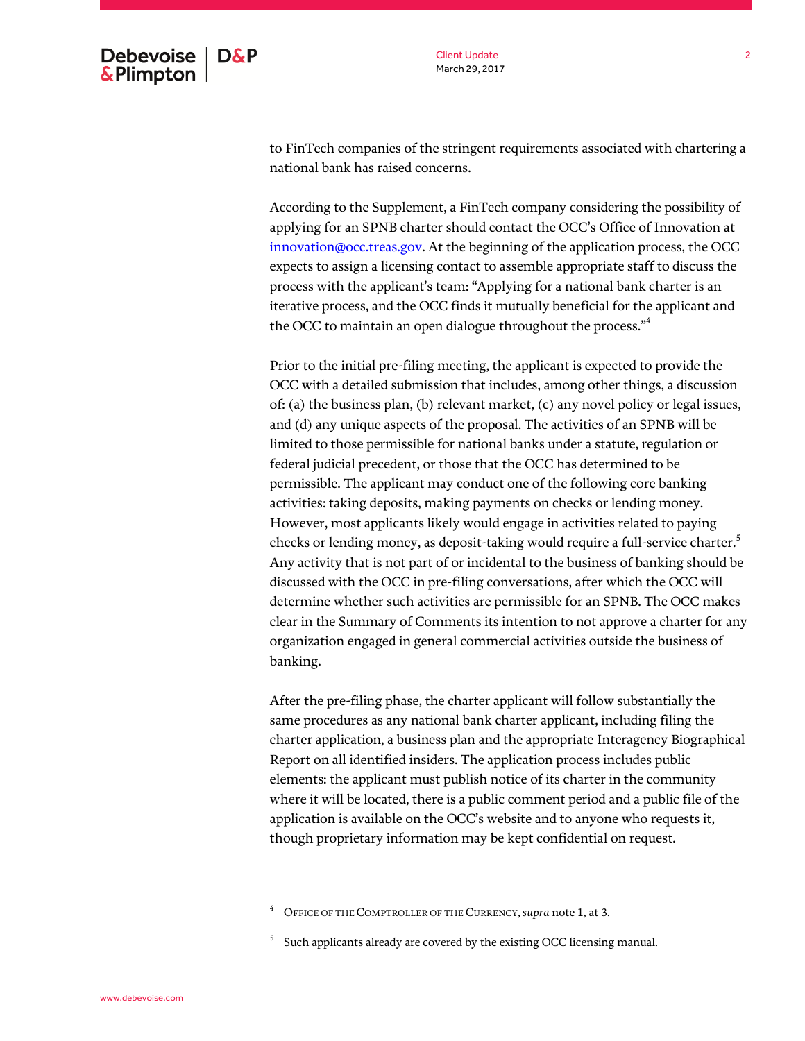to FinTech companies of the stringent requirements associated with chartering a national bank has raised concerns.

According to the Supplement, a FinTech company considering the possibility of applying for an SPNB charter should contact the OCC's Office of Innovation at innovation@occ.treas.gov. At the beginning of the application process, the OCC expects to assign a licensing contact to assemble appropriate staff to discuss the process with the applicant's team: "Applying for a national bank charter is an iterative process, and the OCC finds it mutually beneficial for the applicant and the OCC to maintain an open dialogue throughout the process."[4]

Prior to the initial pre-filing meeting, the applicant is expected to provide the OCC with a detailed submission that includes, among other things, a discussion of: (a) the business plan, (b) relevant market, (c) any novel policy or legal issues, and (d) any unique aspects of the proposal. The activities of an SPNB will be limited to those permissible for national banks under a statute, regulation or federal judicial precedent, or those that the OCC has determined to be permissible. The applicant may conduct one of the following core banking activities: taking deposits, making payments on checks or lending money. However, most applicants likely would engage in activities related to paying checks or lending money, as deposit-taking would require a full-service charter.[5] Any activity that is not part of or incidental to the business of banking should be discussed with the OCC in pre-filing conversations, after which the OCC will determine whether such activities are permissible for an SPNB. The OCC makes clear in the Summary of Comments its intention to not approve a charter for any organization engaged in general commercial activities outside the business of banking.

After the pre-filing phase, the charter applicant will follow substantially the same procedures as any national bank charter applicant, including filing the charter application, a business plan and the appropriate Interagency Biographical Report on all identified insiders. The application process includes public elements: the applicant must publish notice of its charter in the community where it will be located, there is a public comment period and a public file of the application is available on the OCC's website and to anyone who requests it, though proprietary information may be kept confidential on request.

---

[4] Office of the Comptroller of the Currency, *supra* note 1, at 3.

[5] Such applicants already are covered by the existing OCC licensing manual.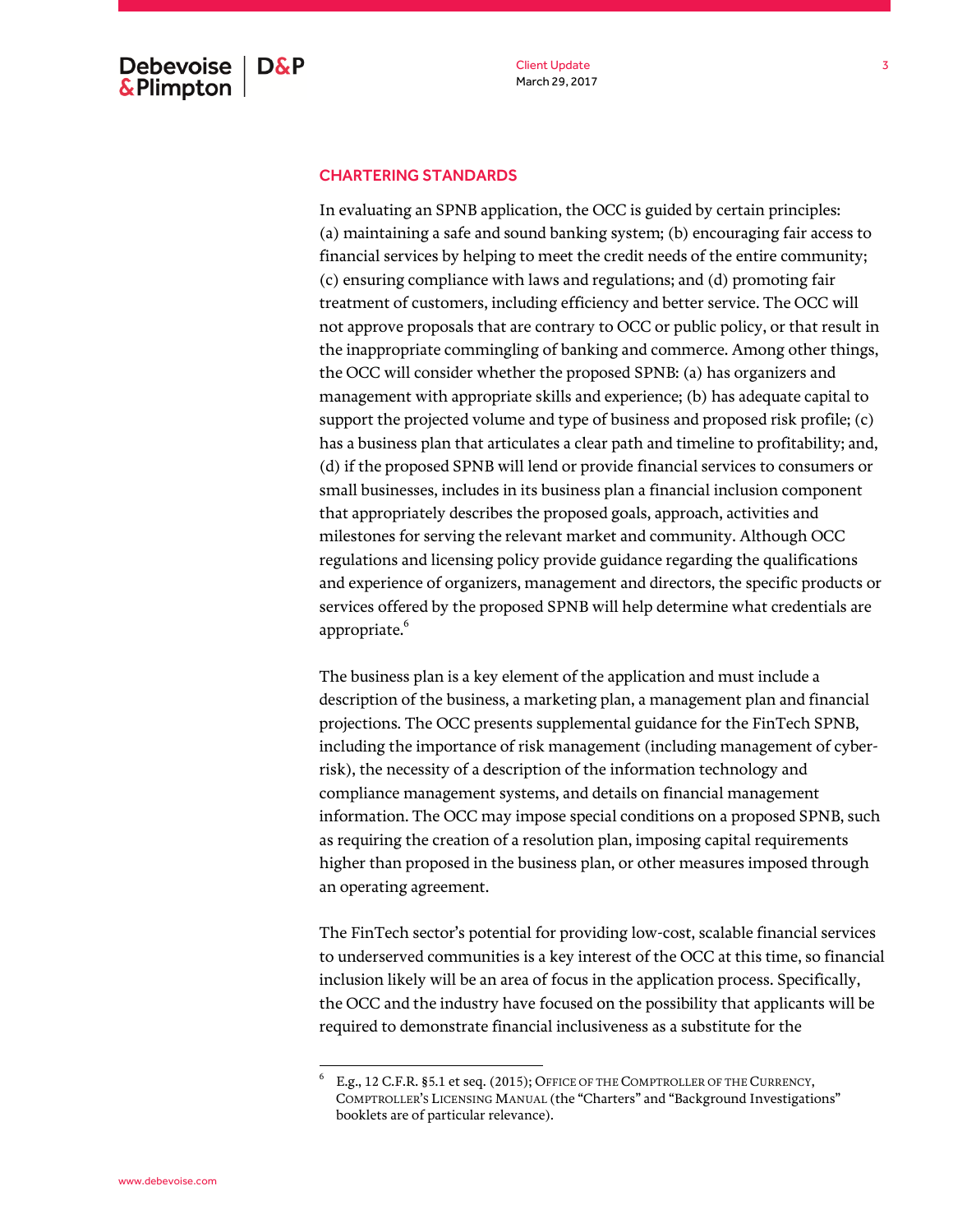## CHARTERING STANDARDS

In evaluating an SPNB application, the OCC is guided by certain principles: (a) maintaining a safe and sound banking system; (b) encouraging fair access to financial services by helping to meet the credit needs of the entire community; (c) ensuring compliance with laws and regulations; and (d) promoting fair treatment of customers, including efficiency and better service. The OCC will not approve proposals that are contrary to OCC or public policy, or that result in the inappropriate commingling of banking and commerce. Among other things, the OCC will consider whether the proposed SPNB: (a) has organizers and management with appropriate skills and experience; (b) has adequate capital to support the projected volume and type of business and proposed risk profile; (c) has a business plan that articulates a clear path and timeline to profitability; and, (d) if the proposed SPNB will lend or provide financial services to consumers or small businesses, includes in its business plan a financial inclusion component that appropriately describes the proposed goals, approach, activities and milestones for serving the relevant market and community. Although OCC regulations and licensing policy provide guidance regarding the qualifications and experience of organizers, management and directors, the specific products or services offered by the proposed SPNB will help determine what credentials are appropriate.[6]

The business plan is a key element of the application and must include a description of the business, a marketing plan, a management plan and financial projections. The OCC presents supplemental guidance for the FinTech SPNB, including the importance of risk management (including management of cyber-risk), the necessity of a description of the information technology and compliance management systems, and details on financial management information. The OCC may impose special conditions on a proposed SPNB, such as requiring the creation of a resolution plan, imposing capital requirements higher than proposed in the business plan, or other measures imposed through an operating agreement.

The FinTech sector's potential for providing low-cost, scalable financial services to underserved communities is a key interest of the OCC at this time, so financial inclusion likely will be an area of focus in the application process. Specifically, the OCC and the industry have focused on the possibility that applicants will be required to demonstrate financial inclusiveness as a substitute for the

---

[6] E.g., 12 C.F.R. §5.1 et seq. (2015); Office of the Comptroller of the Currency, Comptroller's Licensing Manual (the "Charters" and "Background Investigations" booklets are of particular relevance).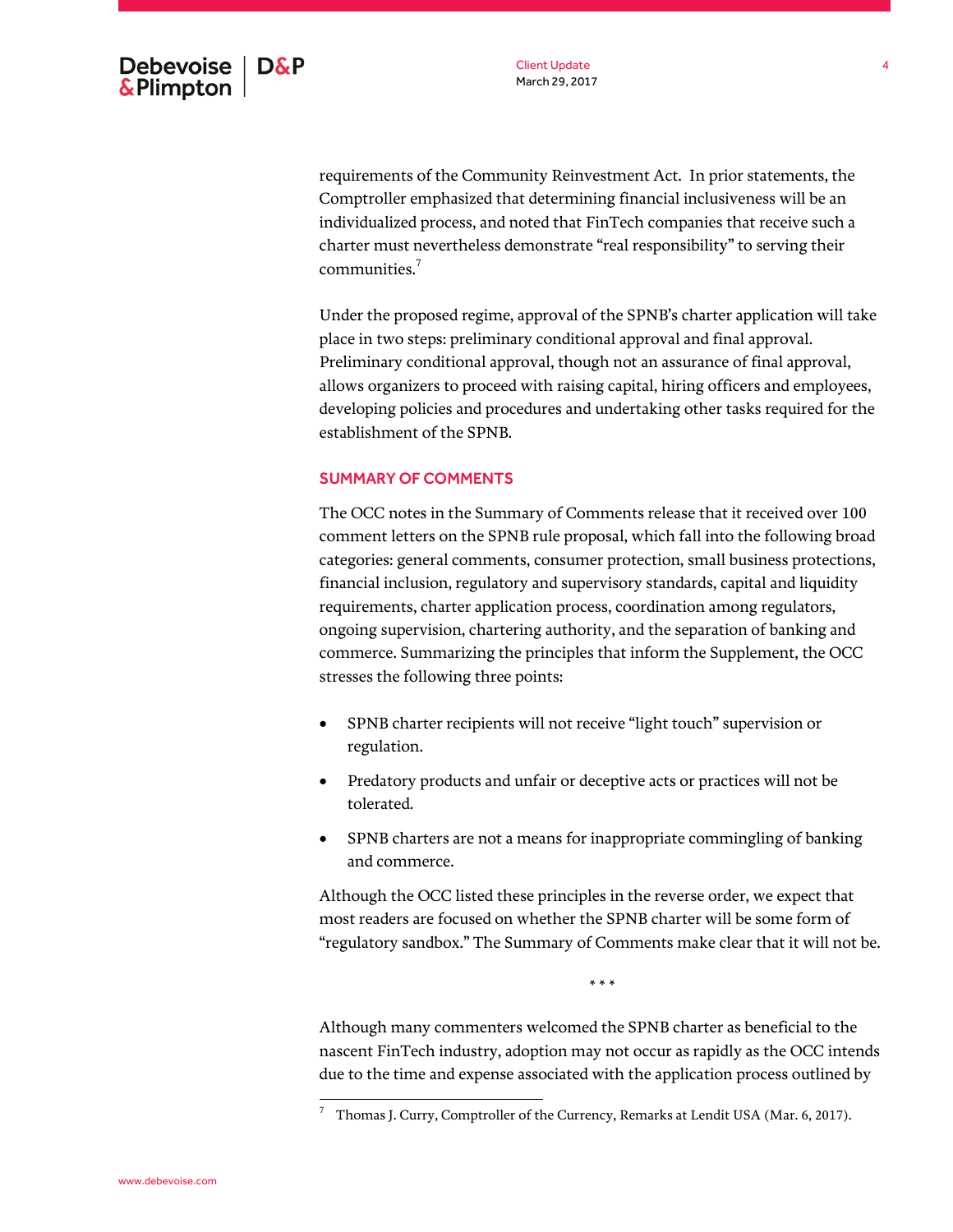requirements of the Community Reinvestment Act. In prior statements, the Comptroller emphasized that determining financial inclusiveness will be an individualized process, and noted that FinTech companies that receive such a charter must nevertheless demonstrate "real responsibility" to serving their communities.[7]

Under the proposed regime, approval of the SPNB's charter application will take place in two steps: preliminary conditional approval and final approval. Preliminary conditional approval, though not an assurance of final approval, allows organizers to proceed with raising capital, hiring officers and employees, developing policies and procedures and undertaking other tasks required for the establishment of the SPNB.

## SUMMARY OF COMMENTS

The OCC notes in the Summary of Comments release that it received over 100 comment letters on the SPNB rule proposal, which fall into the following broad categories: general comments, consumer protection, small business protections, financial inclusion, regulatory and supervisory standards, capital and liquidity requirements, charter application process, coordination among regulators, ongoing supervision, chartering authority, and the separation of banking and commerce. Summarizing the principles that inform the Supplement, the OCC stresses the following three points:

- SPNB charter recipients will not receive "light touch" supervision or regulation.
- Predatory products and unfair or deceptive acts or practices will not be tolerated.
- SPNB charters are not a means for inappropriate commingling of banking and commerce.

Although the OCC listed these principles in the reverse order, we expect that most readers are focused on whether the SPNB charter will be some form of "regulatory sandbox." The Summary of Comments make clear that it will not be.

\* \* \*

Although many commenters welcomed the SPNB charter as beneficial to the nascent FinTech industry, adoption may not occur as rapidly as the OCC intends due to the time and expense associated with the application process outlined by

---

[7] Thomas J. Curry, Comptroller of the Currency, Remarks at Lendit USA (Mar. 6, 2017).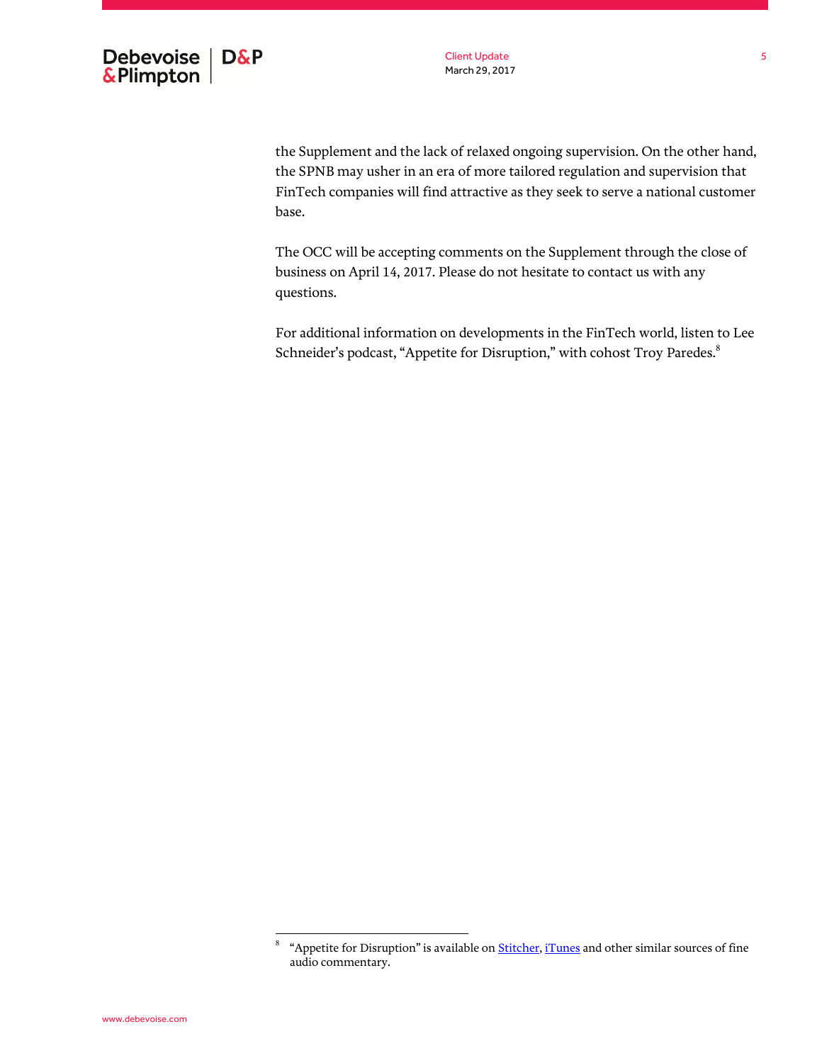the Supplement and the lack of relaxed ongoing supervision. On the other hand, the SPNB may usher in an era of more tailored regulation and supervision that FinTech companies will find attractive as they seek to serve a national customer base.

The OCC will be accepting comments on the Supplement through the close of business on April 14, 2017. Please do not hesitate to contact us with any questions.

For additional information on developments in the FinTech world, listen to Lee Schneider's podcast, "Appetite for Disruption," with cohost Troy Paredes.[8]

---

[8] "Appetite for Disruption" is available on Stitcher, iTunes and other similar sources of fine audio commentary.